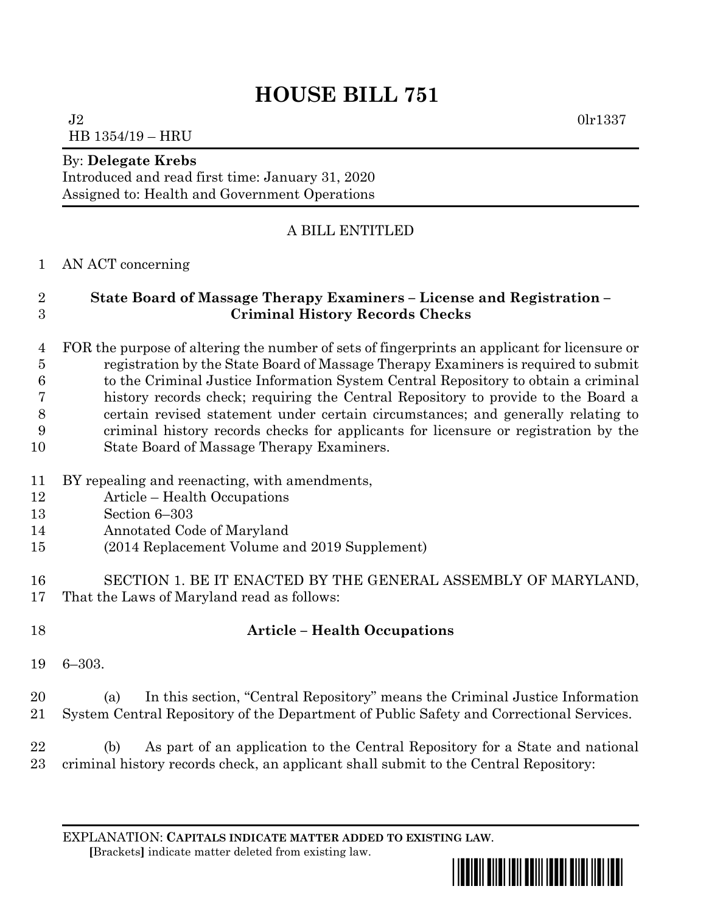# HOUSE BILL 751

J2 0lr1337
HB 1354/19 – HRU

By: **Delegate Krebs**
Introduced and read first time: January 31, 2020
Assigned to: Health and Government Operations

A BILL ENTITLED

AN ACT concerning

**State Board of Massage Therapy Examiners – License and Registration – Criminal History Records Checks**

FOR the purpose of altering the number of sets of fingerprints an applicant for licensure or registration by the State Board of Massage Therapy Examiners is required to submit to the Criminal Justice Information System Central Repository to obtain a criminal history records check; requiring the Central Repository to provide to the Board a certain revised statement under certain circumstances; and generally relating to criminal history records checks for applicants for licensure or registration by the State Board of Massage Therapy Examiners.

BY repealing and reenacting, with amendments,
Article – Health Occupations
Section 6–303
Annotated Code of Maryland
(2014 Replacement Volume and 2019 Supplement)

SECTION 1. BE IT ENACTED BY THE GENERAL ASSEMBLY OF MARYLAND, That the Laws of Maryland read as follows:

**Article – Health Occupations**

6–303.

(a) In this section, "Central Repository" means the Criminal Justice Information System Central Repository of the Department of Public Safety and Correctional Services.

(b) As part of an application to the Central Repository for a State and national criminal history records check, an applicant shall submit to the Central Repository:

EXPLANATION: **CAPITALS INDICATE MATTER ADDED TO EXISTING LAW**.
**[**Brackets**]** indicate matter deleted from existing law.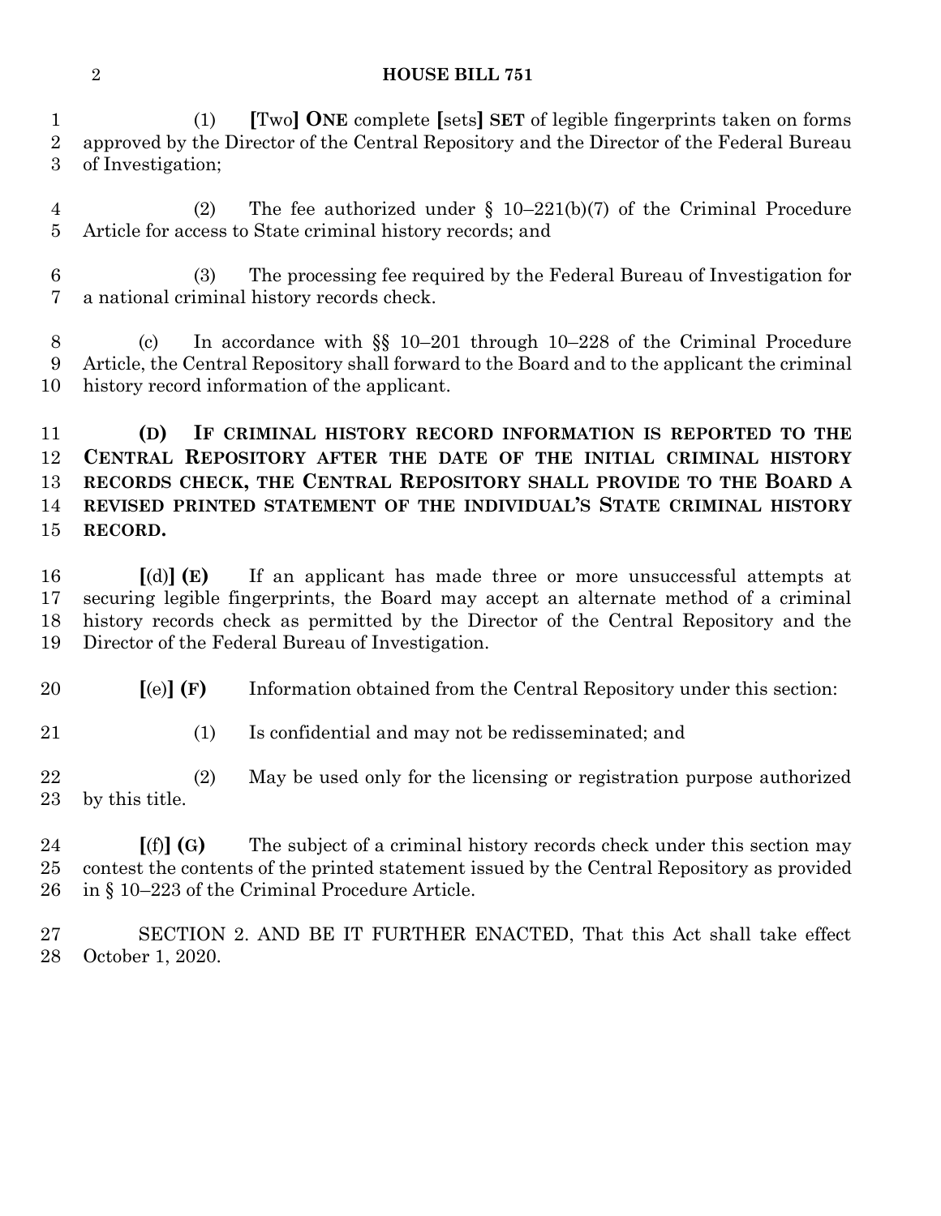(1) **[**Two**]** **ONE** complete **[**sets**]** **SET** of legible fingerprints taken on forms approved by the Director of the Central Repository and the Director of the Federal Bureau of Investigation;

(2) The fee authorized under § 10–221(b)(7) of the Criminal Procedure Article for access to State criminal history records; and

(3) The processing fee required by the Federal Bureau of Investigation for a national criminal history records check.

(c) In accordance with §§ 10–201 through 10–228 of the Criminal Procedure Article, the Central Repository shall forward to the Board and to the applicant the criminal history record information of the applicant.

**(D) IF CRIMINAL HISTORY RECORD INFORMATION IS REPORTED TO THE CENTRAL REPOSITORY AFTER THE DATE OF THE INITIAL CRIMINAL HISTORY RECORDS CHECK, THE CENTRAL REPOSITORY SHALL PROVIDE TO THE BOARD A REVISED PRINTED STATEMENT OF THE INDIVIDUAL'S STATE CRIMINAL HISTORY RECORD.**

**[**(d)**]** **(E)** If an applicant has made three or more unsuccessful attempts at securing legible fingerprints, the Board may accept an alternate method of a criminal history records check as permitted by the Director of the Central Repository and the Director of the Federal Bureau of Investigation.

**[**(e)**]** **(F)** Information obtained from the Central Repository under this section:

(1) Is confidential and may not be redisseminated; and

(2) May be used only for the licensing or registration purpose authorized by this title.

**[**(f)**]** **(G)** The subject of a criminal history records check under this section may contest the contents of the printed statement issued by the Central Repository as provided in § 10–223 of the Criminal Procedure Article.

SECTION 2. AND BE IT FURTHER ENACTED, That this Act shall take effect October 1, 2020.